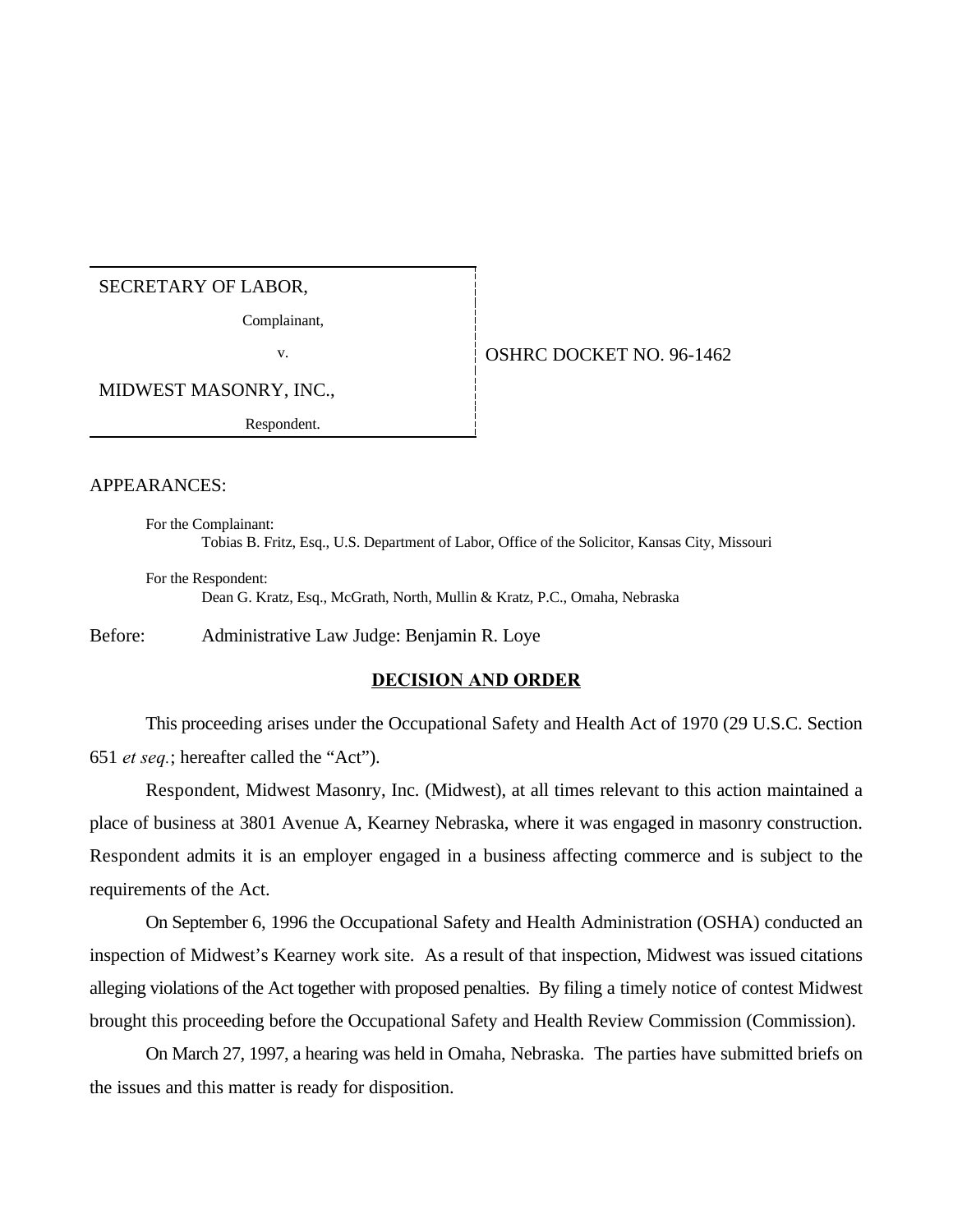SECRETARY OF LABOR,

Complainant,

v.

MIDWEST MASONRY, INC.,

Respondent.

OSHRC DOCKET NO. 96-1462

APPEARANCES:

For the Complainant:
Tobias B. Fritz, Esq., U.S. Department of Labor, Office of the Solicitor, Kansas City, Missouri

For the Respondent:
Dean G. Kratz, Esq., McGrath, North, Mullin & Kratz, P.C., Omaha, Nebraska

Before: Administrative Law Judge: Benjamin R. Loye

**DECISION AND ORDER**

This proceeding arises under the Occupational Safety and Health Act of 1970 (29 U.S.C. Section 651 *et seq.*; hereafter called the "Act").

Respondent, Midwest Masonry, Inc. (Midwest), at all times relevant to this action maintained a place of business at 3801 Avenue A, Kearney Nebraska, where it was engaged in masonry construction. Respondent admits it is an employer engaged in a business affecting commerce and is subject to the requirements of the Act.

On September 6, 1996 the Occupational Safety and Health Administration (OSHA) conducted an inspection of Midwest's Kearney work site. As a result of that inspection, Midwest was issued citations alleging violations of the Act together with proposed penalties. By filing a timely notice of contest Midwest brought this proceeding before the Occupational Safety and Health Review Commission (Commission).

On March 27, 1997, a hearing was held in Omaha, Nebraska. The parties have submitted briefs on the issues and this matter is ready for disposition.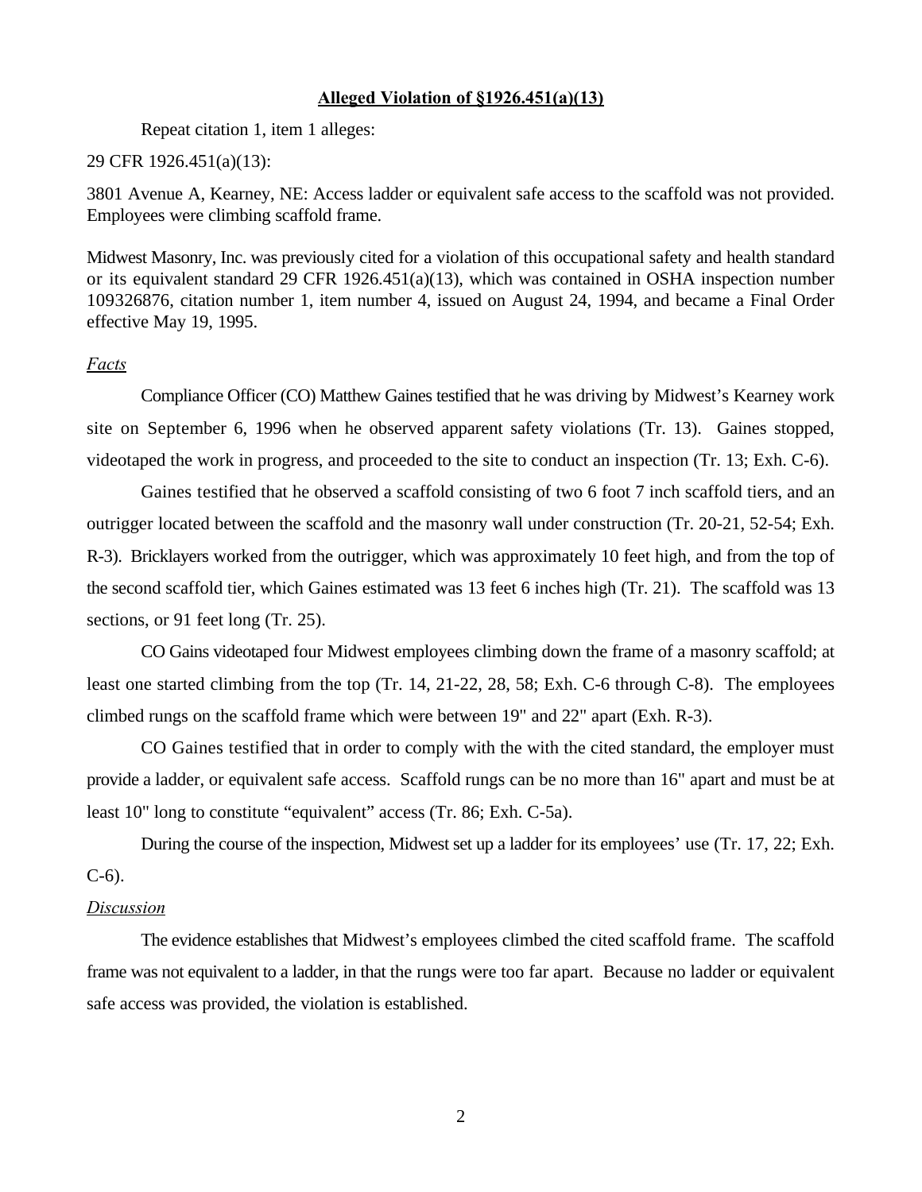**Alleged Violation of §1926.451(a)(13)**

Repeat citation 1, item 1 alleges:

29 CFR 1926.451(a)(13):

3801 Avenue A, Kearney, NE: Access ladder or equivalent safe access to the scaffold was not provided. Employees were climbing scaffold frame.

Midwest Masonry, Inc. was previously cited for a violation of this occupational safety and health standard or its equivalent standard 29 CFR 1926.451(a)(13), which was contained in OSHA inspection number 109326876, citation number 1, item number 4, issued on August 24, 1994, and became a Final Order effective May 19, 1995.

*Facts*

Compliance Officer (CO) Matthew Gaines testified that he was driving by Midwest's Kearney work site on September 6, 1996 when he observed apparent safety violations (Tr. 13). Gaines stopped, videotaped the work in progress, and proceeded to the site to conduct an inspection (Tr. 13; Exh. C-6).

Gaines testified that he observed a scaffold consisting of two 6 foot 7 inch scaffold tiers, and an outrigger located between the scaffold and the masonry wall under construction (Tr. 20-21, 52-54; Exh. R-3). Bricklayers worked from the outrigger, which was approximately 10 feet high, and from the top of the second scaffold tier, which Gaines estimated was 13 feet 6 inches high (Tr. 21). The scaffold was 13 sections, or 91 feet long (Tr. 25).

CO Gains videotaped four Midwest employees climbing down the frame of a masonry scaffold; at least one started climbing from the top (Tr. 14, 21-22, 28, 58; Exh. C-6 through C-8). The employees climbed rungs on the scaffold frame which were between 19" and 22" apart (Exh. R-3).

CO Gaines testified that in order to comply with the with the cited standard, the employer must provide a ladder, or equivalent safe access. Scaffold rungs can be no more than 16" apart and must be at least 10" long to constitute "equivalent" access (Tr. 86; Exh. C-5a).

During the course of the inspection, Midwest set up a ladder for its employees' use (Tr. 17, 22; Exh. C-6).

*Discussion*

The evidence establishes that Midwest's employees climbed the cited scaffold frame. The scaffold frame was not equivalent to a ladder, in that the rungs were too far apart. Because no ladder or equivalent safe access was provided, the violation is established.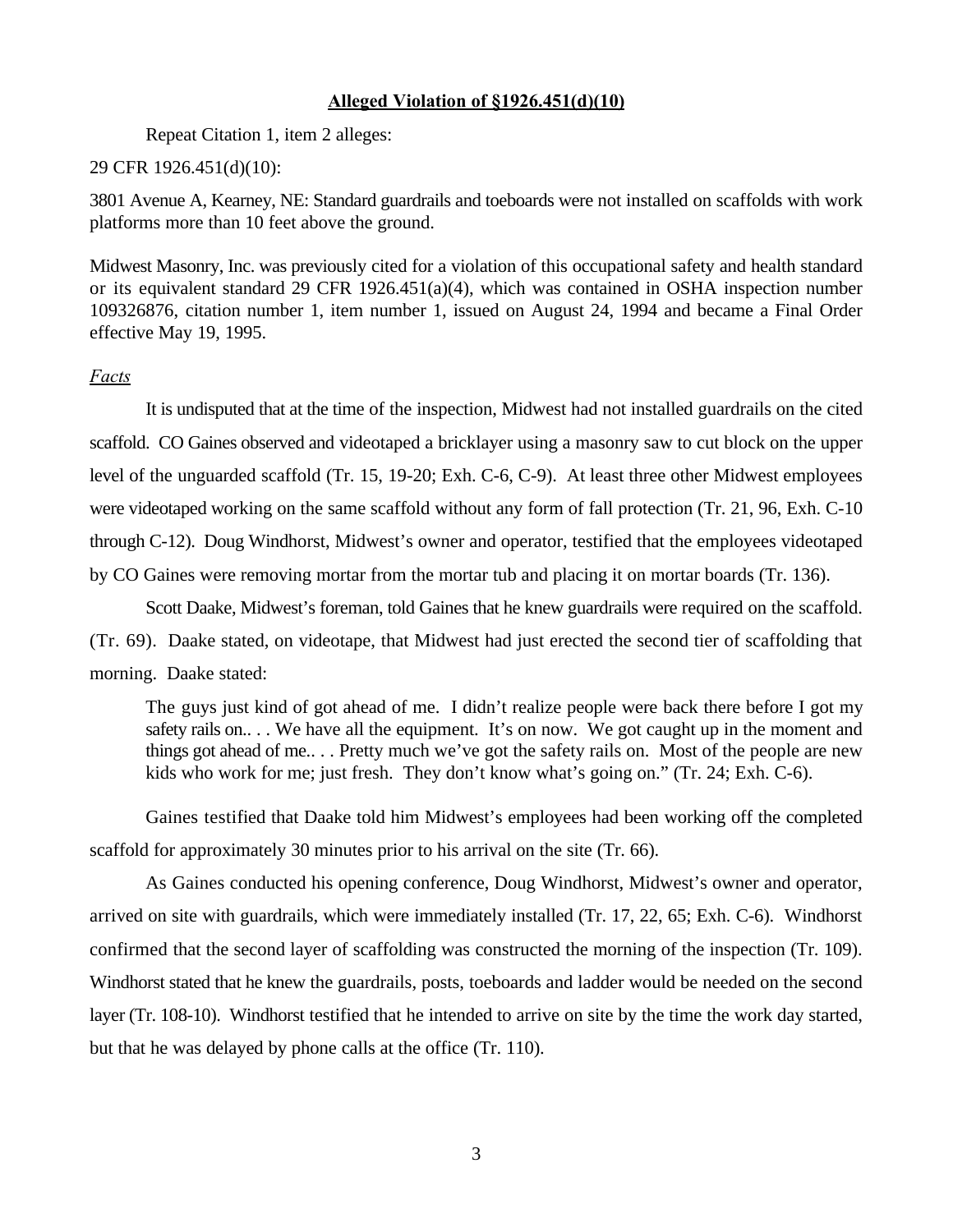**Alleged Violation of §1926.451(d)(10)**

Repeat Citation 1, item 2 alleges:

29 CFR 1926.451(d)(10):

3801 Avenue A, Kearney, NE: Standard guardrails and toeboards were not installed on scaffolds with work platforms more than 10 feet above the ground.

Midwest Masonry, Inc. was previously cited for a violation of this occupational safety and health standard or its equivalent standard 29 CFR 1926.451(a)(4), which was contained in OSHA inspection number 109326876, citation number 1, item number 1, issued on August 24, 1994 and became a Final Order effective May 19, 1995.

*Facts*

It is undisputed that at the time of the inspection, Midwest had not installed guardrails on the cited scaffold. CO Gaines observed and videotaped a bricklayer using a masonry saw to cut block on the upper level of the unguarded scaffold (Tr. 15, 19-20; Exh. C-6, C-9). At least three other Midwest employees were videotaped working on the same scaffold without any form of fall protection (Tr. 21, 96, Exh. C-10 through C-12). Doug Windhorst, Midwest's owner and operator, testified that the employees videotaped by CO Gaines were removing mortar from the mortar tub and placing it on mortar boards (Tr. 136).

Scott Daake, Midwest's foreman, told Gaines that he knew guardrails were required on the scaffold. (Tr. 69). Daake stated, on videotape, that Midwest had just erected the second tier of scaffolding that morning. Daake stated:

> The guys just kind of got ahead of me. I didn't realize people were back there before I got my safety rails on.. . . We have all the equipment. It's on now. We got caught up in the moment and things got ahead of me.. . . Pretty much we've got the safety rails on. Most of the people are new kids who work for me; just fresh. They don't know what's going on." (Tr. 24; Exh. C-6).

Gaines testified that Daake told him Midwest's employees had been working off the completed scaffold for approximately 30 minutes prior to his arrival on the site (Tr. 66).

As Gaines conducted his opening conference, Doug Windhorst, Midwest's owner and operator, arrived on site with guardrails, which were immediately installed (Tr. 17, 22, 65; Exh. C-6). Windhorst confirmed that the second layer of scaffolding was constructed the morning of the inspection (Tr. 109). Windhorst stated that he knew the guardrails, posts, toeboards and ladder would be needed on the second layer (Tr. 108-10). Windhorst testified that he intended to arrive on site by the time the work day started, but that he was delayed by phone calls at the office (Tr. 110).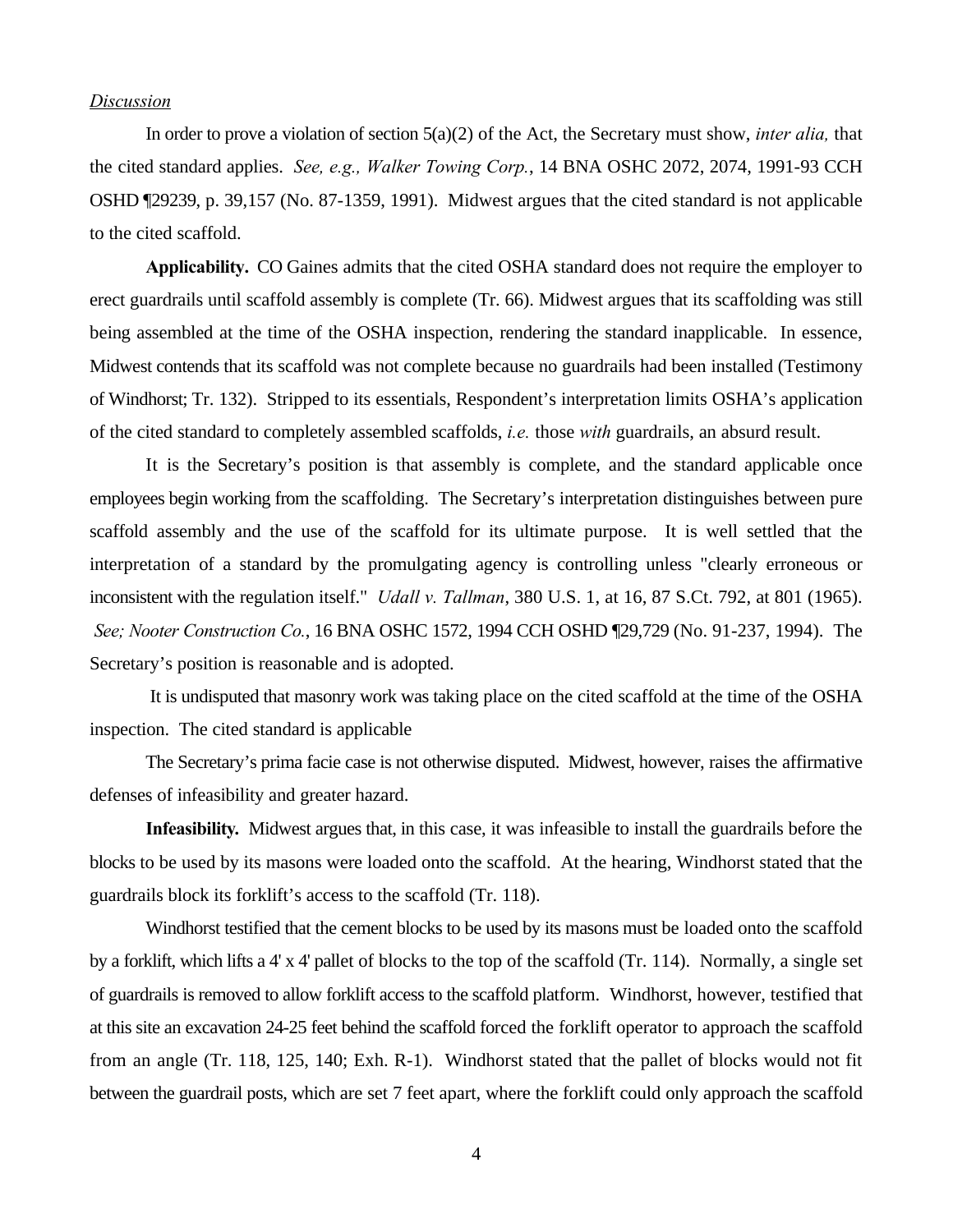_Discussion_

In order to prove a violation of section 5(a)(2) of the Act, the Secretary must show, *inter alia,* that the cited standard applies. *See, e.g., Walker Towing Corp.*, 14 BNA OSHC 2072, 2074, 1991-93 CCH OSHD ¶29239, p. 39,157 (No. 87-1359, 1991). Midwest argues that the cited standard is not applicable to the cited scaffold.

**Applicability.** CO Gaines admits that the cited OSHA standard does not require the employer to erect guardrails until scaffold assembly is complete (Tr. 66). Midwest argues that its scaffolding was still being assembled at the time of the OSHA inspection, rendering the standard inapplicable. In essence, Midwest contends that its scaffold was not complete because no guardrails had been installed (Testimony of Windhorst; Tr. 132). Stripped to its essentials, Respondent's interpretation limits OSHA's application of the cited standard to completely assembled scaffolds, *i.e.* those *with* guardrails, an absurd result.

It is the Secretary's position is that assembly is complete, and the standard applicable once employees begin working from the scaffolding. The Secretary's interpretation distinguishes between pure scaffold assembly and the use of the scaffold for its ultimate purpose. It is well settled that the interpretation of a standard by the promulgating agency is controlling unless "clearly erroneous or inconsistent with the regulation itself." *Udall v. Tallman*, 380 U.S. 1, at 16, 87 S.Ct. 792, at 801 (1965). *See; Nooter Construction Co.*, 16 BNA OSHC 1572, 1994 CCH OSHD ¶29,729 (No. 91-237, 1994). The Secretary's position is reasonable and is adopted.

It is undisputed that masonry work was taking place on the cited scaffold at the time of the OSHA inspection. The cited standard is applicable

The Secretary's prima facie case is not otherwise disputed. Midwest, however, raises the affirmative defenses of infeasibility and greater hazard.

**Infeasibility.** Midwest argues that, in this case, it was infeasible to install the guardrails before the blocks to be used by its masons were loaded onto the scaffold. At the hearing, Windhorst stated that the guardrails block its forklift's access to the scaffold (Tr. 118).

Windhorst testified that the cement blocks to be used by its masons must be loaded onto the scaffold by a forklift, which lifts a 4' x 4' pallet of blocks to the top of the scaffold (Tr. 114). Normally, a single set of guardrails is removed to allow forklift access to the scaffold platform. Windhorst, however, testified that at this site an excavation 24-25 feet behind the scaffold forced the forklift operator to approach the scaffold from an angle (Tr. 118, 125, 140; Exh. R-1). Windhorst stated that the pallet of blocks would not fit between the guardrail posts, which are set 7 feet apart, where the forklift could only approach the scaffold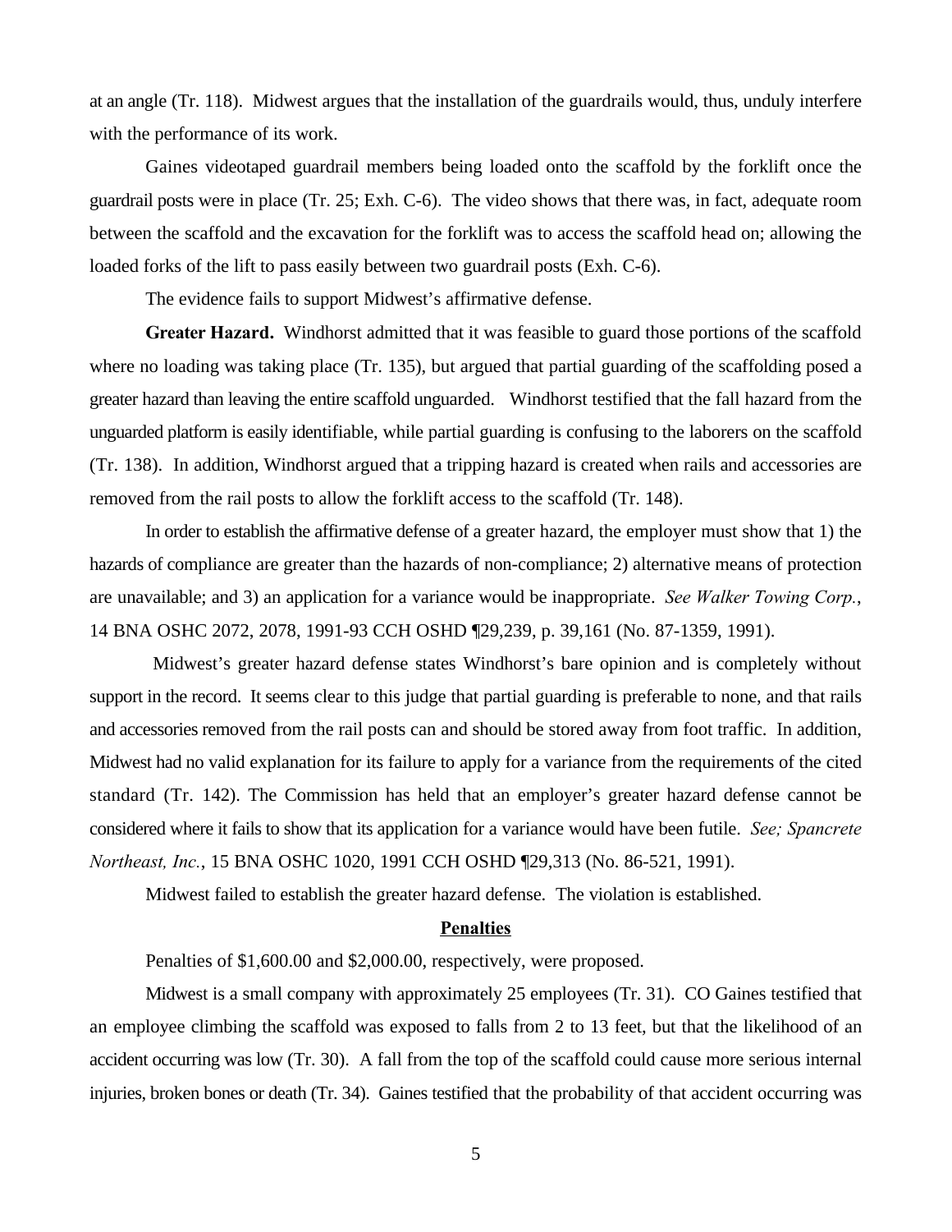at an angle (Tr. 118). Midwest argues that the installation of the guardrails would, thus, unduly interfere with the performance of its work.

Gaines videotaped guardrail members being loaded onto the scaffold by the forklift once the guardrail posts were in place (Tr. 25; Exh. C-6). The video shows that there was, in fact, adequate room between the scaffold and the excavation for the forklift was to access the scaffold head on; allowing the loaded forks of the lift to pass easily between two guardrail posts (Exh. C-6).

The evidence fails to support Midwest's affirmative defense.

**Greater Hazard.** Windhorst admitted that it was feasible to guard those portions of the scaffold where no loading was taking place (Tr. 135), but argued that partial guarding of the scaffolding posed a greater hazard than leaving the entire scaffold unguarded. Windhorst testified that the fall hazard from the unguarded platform is easily identifiable, while partial guarding is confusing to the laborers on the scaffold (Tr. 138). In addition, Windhorst argued that a tripping hazard is created when rails and accessories are removed from the rail posts to allow the forklift access to the scaffold (Tr. 148).

In order to establish the affirmative defense of a greater hazard, the employer must show that 1) the hazards of compliance are greater than the hazards of non-compliance; 2) alternative means of protection are unavailable; and 3) an application for a variance would be inappropriate. *See Walker Towing Corp.*, 14 BNA OSHC 2072, 2078, 1991-93 CCH OSHD ¶29,239, p. 39,161 (No. 87-1359, 1991).

Midwest's greater hazard defense states Windhorst's bare opinion and is completely without support in the record. It seems clear to this judge that partial guarding is preferable to none, and that rails and accessories removed from the rail posts can and should be stored away from foot traffic. In addition, Midwest had no valid explanation for its failure to apply for a variance from the requirements of the cited standard (Tr. 142). The Commission has held that an employer's greater hazard defense cannot be considered where it fails to show that its application for a variance would have been futile. *See; Spancrete Northeast, Inc.*, 15 BNA OSHC 1020, 1991 CCH OSHD ¶29,313 (No. 86-521, 1991).

Midwest failed to establish the greater hazard defense. The violation is established.

## Penalties

Penalties of $1,600.00 and $2,000.00, respectively, were proposed.

Midwest is a small company with approximately 25 employees (Tr. 31). CO Gaines testified that an employee climbing the scaffold was exposed to falls from 2 to 13 feet, but that the likelihood of an accident occurring was low (Tr. 30). A fall from the top of the scaffold could cause more serious internal injuries, broken bones or death (Tr. 34). Gaines testified that the probability of that accident occurring was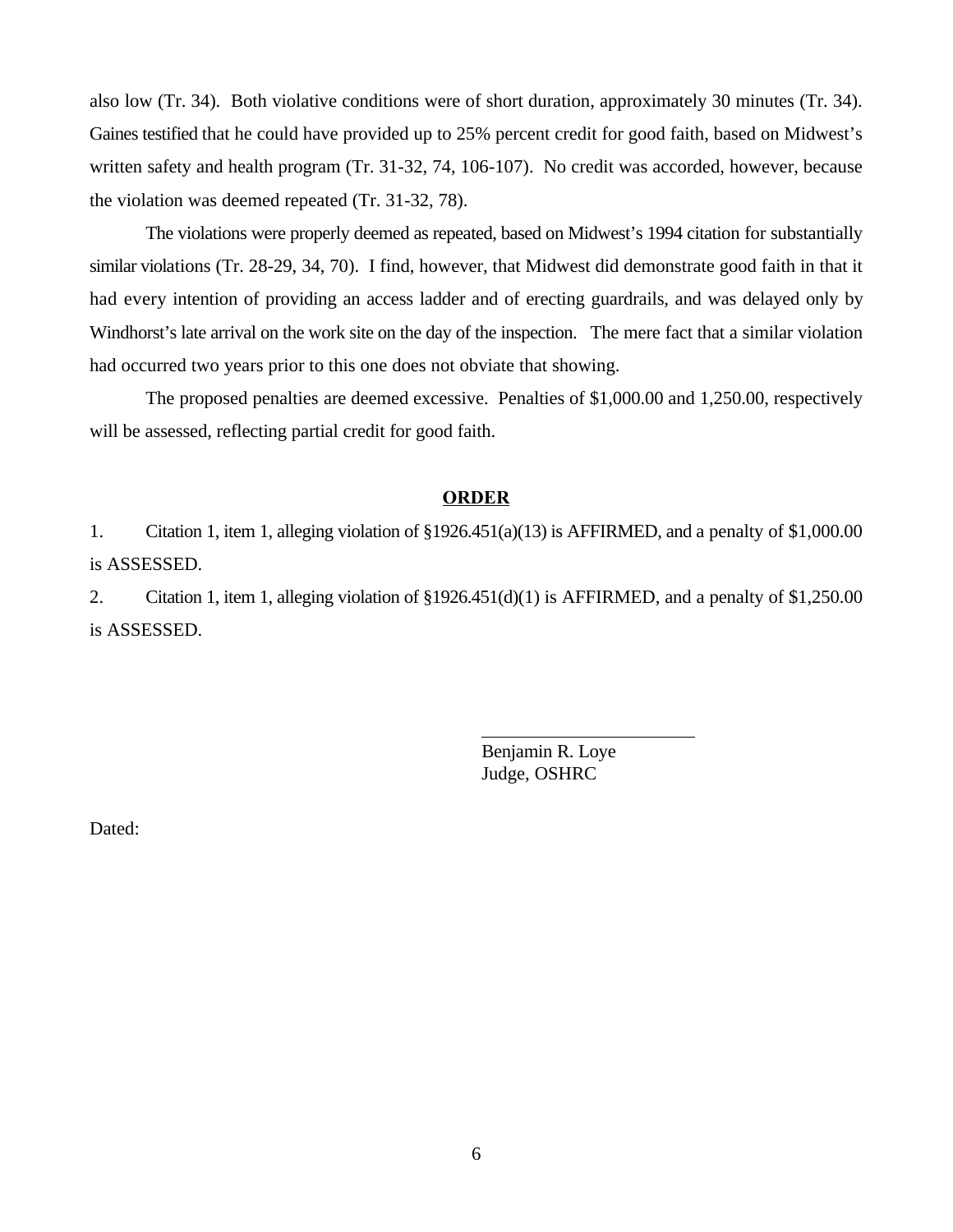also low (Tr. 34). Both violative conditions were of short duration, approximately 30 minutes (Tr. 34). Gaines testified that he could have provided up to 25% percent credit for good faith, based on Midwest's written safety and health program (Tr. 31-32, 74, 106-107). No credit was accorded, however, because the violation was deemed repeated (Tr. 31-32, 78).

The violations were properly deemed as repeated, based on Midwest's 1994 citation for substantially similar violations (Tr. 28-29, 34, 70). I find, however, that Midwest did demonstrate good faith in that it had every intention of providing an access ladder and of erecting guardrails, and was delayed only by Windhorst's late arrival on the work site on the day of the inspection. The mere fact that a similar violation had occurred two years prior to this one does not obviate that showing.

The proposed penalties are deemed excessive. Penalties of $1,000.00 and 1,250.00, respectively will be assessed, reflecting partial credit for good faith.

## ORDER

1. Citation 1, item 1, alleging violation of §1926.451(a)(13) is AFFIRMED, and a penalty of $1,000.00 is ASSESSED.

2. Citation 1, item 1, alleging violation of §1926.451(d)(1) is AFFIRMED, and a penalty of $1,250.00 is ASSESSED.

Benjamin R. Loye
Judge, OSHRC

Dated: